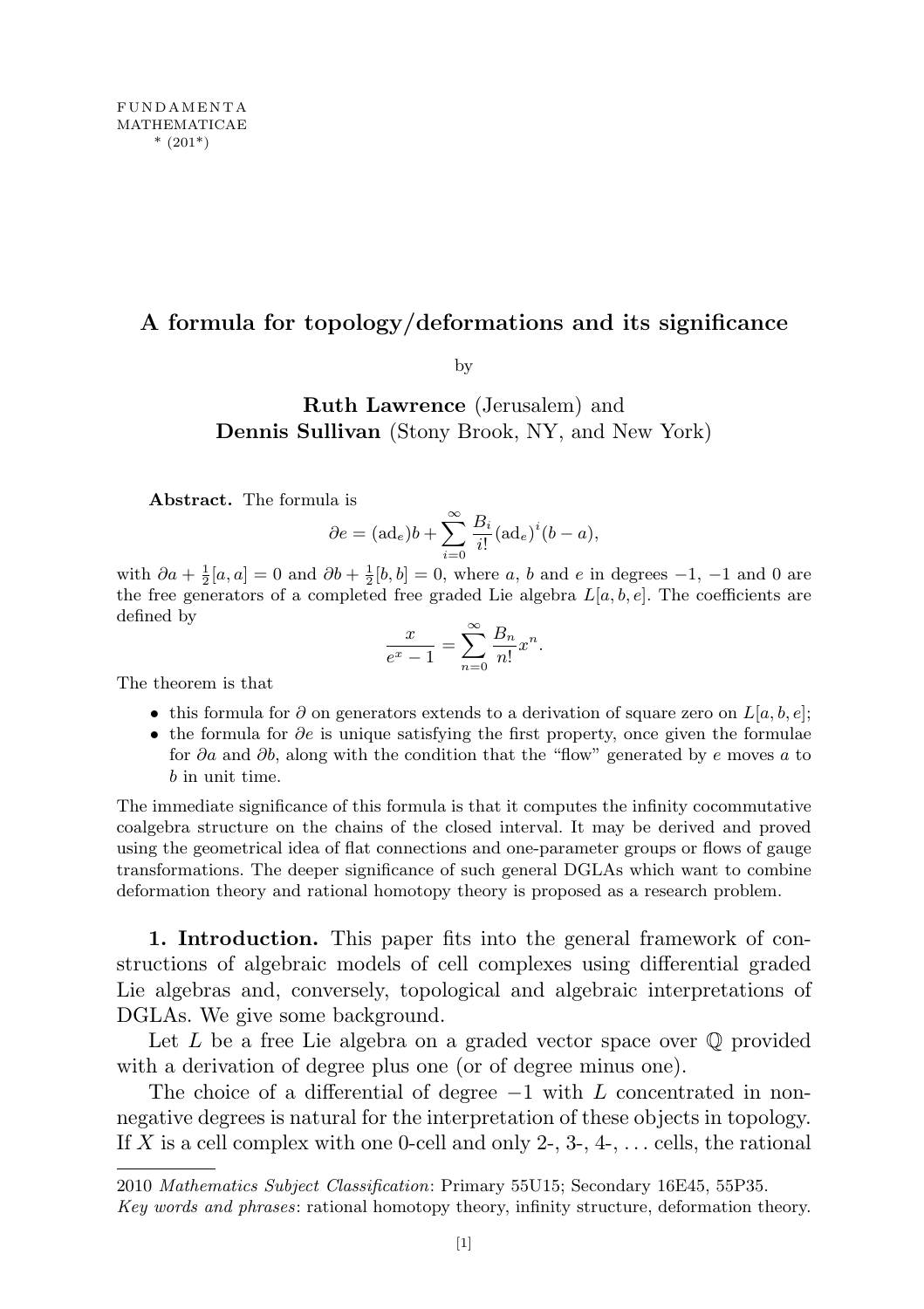# A formula for topology/deformations and its significance

by

**Ruth Lawrence** (Jerusalem) and
**Dennis Sullivan** (Stony Brook, NY, and New York)

**Abstract.** The formula is

$$\partial e = (\mathrm{ad}_e)b + \sum_{i=0}^{\infty} \frac{B_i}{i!} (\mathrm{ad}_e)^i (b - a),$$

with $\partial a + \frac{1}{2}[a, a] = 0$ and $\partial b + \frac{1}{2}[b, b] = 0$, where $a$, $b$ and $e$ in degrees $-1$, $-1$ and $0$ are the free generators of a completed free graded Lie algebra $L[a, b, e]$. The coefficients are defined by

$$\frac{x}{e^x - 1} = \sum_{n=0}^{\infty} \frac{B_n}{n!} x^n.$$

The theorem is that

- this formula for $\partial$ on generators extends to a derivation of square zero on $L[a, b, e]$;
- the formula for $\partial e$ is unique satisfying the first property, once given the formulae for $\partial a$ and $\partial b$, along with the condition that the "flow" generated by $e$ moves $a$ to $b$ in unit time.

The immediate significance of this formula is that it computes the infinity cocommutative coalgebra structure on the chains of the closed interval. It may be derived and proved using the geometrical idea of flat connections and one-parameter groups or flows of gauge transformations. The deeper significance of such general DGLAs which want to combine deformation theory and rational homotopy theory is proposed as a research problem.

**1. Introduction.** This paper fits into the general framework of constructions of algebraic models of cell complexes using differential graded Lie algebras and, conversely, topological and algebraic interpretations of DGLAs. We give some background.

Let $L$ be a free Lie algebra on a graded vector space over $\mathbb{Q}$ provided with a derivation of degree plus one (or of degree minus one).

The choice of a differential of degree $-1$ with $L$ concentrated in non-negative degrees is natural for the interpretation of these objects in topology. If $X$ is a cell complex with one 0-cell and only 2-, 3-, 4-, … cells, the rational

---

2010 *Mathematics Subject Classification*: Primary 55U15; Secondary 16E45, 55P35.

*Key words and phrases*: rational homotopy theory, infinity structure, deformation theory.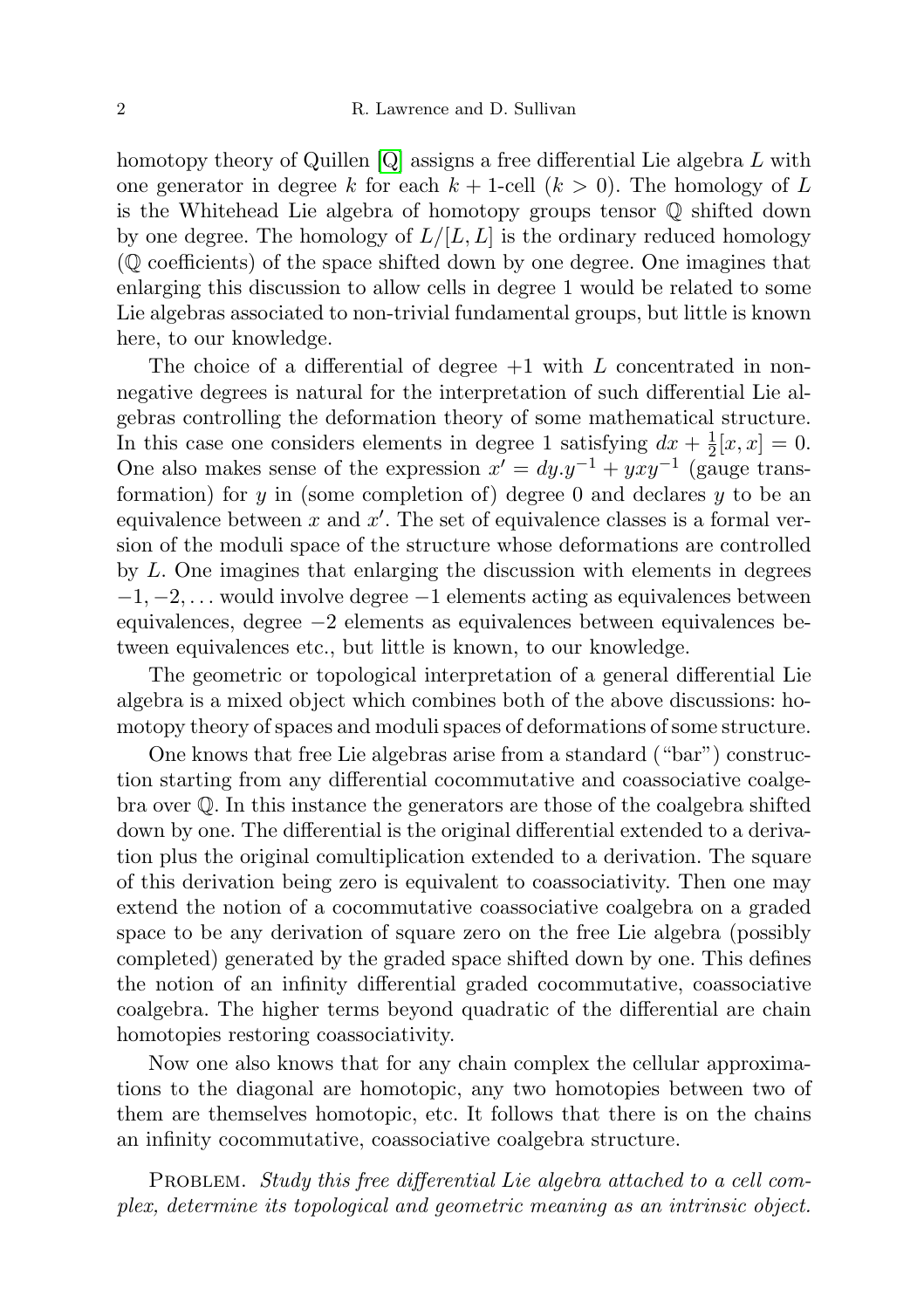homotopy theory of Quillen [Q] assigns a free differential Lie algebra $L$ with one generator in degree $k$ for each $k+1$-cell ($k > 0$). The homology of $L$ is the Whitehead Lie algebra of homotopy groups tensor $\mathbb{Q}$ shifted down by one degree. The homology of $L/[L,L]$ is the ordinary reduced homology ($\mathbb{Q}$ coefficients) of the space shifted down by one degree. One imagines that enlarging this discussion to allow cells in degree 1 would be related to some Lie algebras associated to non-trivial fundamental groups, but little is known here, to our knowledge.

The choice of a differential of degree $+1$ with $L$ concentrated in non-negative degrees is natural for the interpretation of such differential Lie algebras controlling the deformation theory of some mathematical structure. In this case one considers elements in degree 1 satisfying $dx + \frac{1}{2}[x,x] = 0$. One also makes sense of the expression $x' = dy.y^{-1} + yxy^{-1}$ (gauge transformation) for $y$ in (some completion of) degree 0 and declares $y$ to be an equivalence between $x$ and $x'$. The set of equivalence classes is a formal version of the moduli space of the structure whose deformations are controlled by $L$. One imagines that enlarging the discussion with elements in degrees $-1, -2, \ldots$ would involve degree $-1$ elements acting as equivalences between equivalences, degree $-2$ elements as equivalences between equivalences between equivalences etc., but little is known, to our knowledge.

The geometric or topological interpretation of a general differential Lie algebra is a mixed object which combines both of the above discussions: homotopy theory of spaces and moduli spaces of deformations of some structure.

One knows that free Lie algebras arise from a standard ("bar") construction starting from any differential cocommutative and coassociative coalgebra over $\mathbb{Q}$. In this instance the generators are those of the coalgebra shifted down by one. The differential is the original differential extended to a derivation plus the original comultiplication extended to a derivation. The square of this derivation being zero is equivalent to coassociativity. Then one may extend the notion of a cocommutative coassociative coalgebra on a graded space to be any derivation of square zero on the free Lie algebra (possibly completed) generated by the graded space shifted down by one. This defines the notion of an infinity differential graded cocommutative, coassociative coalgebra. The higher terms beyond quadratic of the differential are chain homotopies restoring coassociativity.

Now one also knows that for any chain complex the cellular approximations to the diagonal are homotopic, any two homotopies between two of them are themselves homotopic, etc. It follows that there is on the chains an infinity cocommutative, coassociative coalgebra structure.

Problem. *Study this free differential Lie algebra attached to a cell complex, determine its topological and geometric meaning as an intrinsic object.*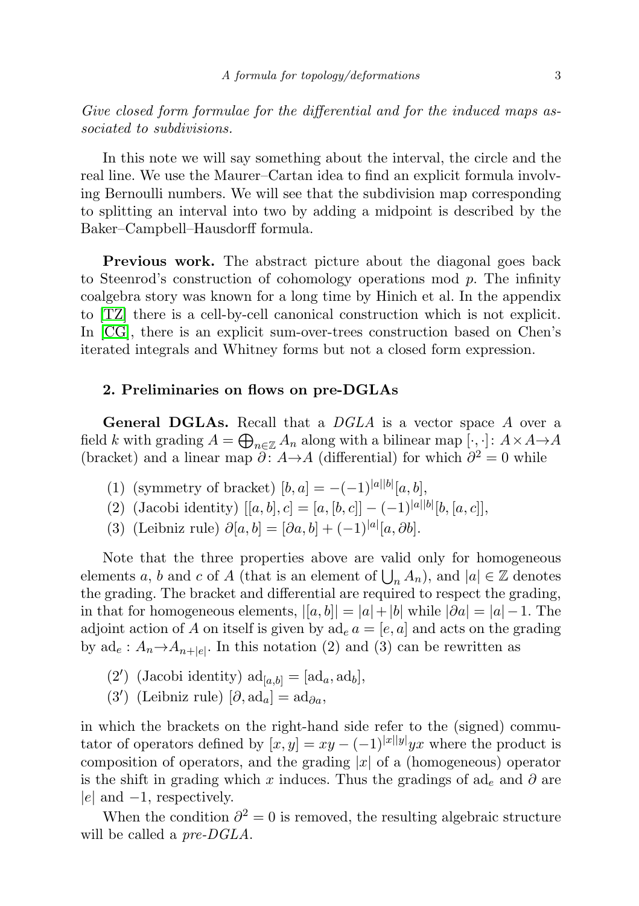*Give closed form formulae for the differential and for the induced maps associated to subdivisions.*

In this note we will say something about the interval, the circle and the real line. We use the Maurer–Cartan idea to find an explicit formula involving Bernoulli numbers. We will see that the subdivision map corresponding to splitting an interval into two by adding a midpoint is described by the Baker–Campbell–Hausdorff formula.

**Previous work.** The abstract picture about the diagonal goes back to Steenrod's construction of cohomology operations mod $p$. The infinity coalgebra story was known for a long time by Hinich et al. In the appendix to [TZ] there is a cell-by-cell canonical construction which is not explicit. In [CG], there is an explicit sum-over-trees construction based on Chen's iterated integrals and Whitney forms but not a closed form expression.

## 2. Preliminaries on flows on pre-DGLAs

**General DGLAs.** Recall that a *DGLA* is a vector space $A$ over a field $k$ with grading $A = \bigoplus_{n\in\mathbb{Z}} A_n$ along with a bilinear map $[\cdot,\cdot]\colon A\times A \to A$ (bracket) and a linear map $\partial\colon A\to A$ (differential) for which $\partial^2 = 0$ while

(1) (symmetry of bracket) $[b, a] = -(-1)^{|a||b|}[a, b]$,

(2) (Jacobi identity) $[[a, b], c] = [a, [b, c]] - (-1)^{|a||b|}[b, [a, c]]$,

(3) (Leibniz rule) $\partial[a, b] = [\partial a, b] + (-1)^{|a|}[a, \partial b]$.

Note that the three properties above are valid only for homogeneous elements $a$, $b$ and $c$ of $A$ (that is an element of $\bigcup_n A_n$), and $|a| \in \mathbb{Z}$ denotes the grading. The bracket and differential are required to respect the grading, in that for homogeneous elements, $|[a, b]| = |a| + |b|$ while $|\partial a| = |a| - 1$. The adjoint action of $A$ on itself is given by $\operatorname{ad}_e a = [e, a]$ and acts on the grading by $\operatorname{ad}_e : A_n \to A_{n+|e|}$. In this notation (2) and (3) can be rewritten as

(2′) (Jacobi identity) $\operatorname{ad}_{[a,b]} = [\operatorname{ad}_a, \operatorname{ad}_b]$,

(3′) (Leibniz rule) $[\partial, \operatorname{ad}_a] = \operatorname{ad}_{\partial a}$,

in which the brackets on the right-hand side refer to the (signed) commutator of operators defined by $[x, y] = xy - (-1)^{|x||y|}yx$ where the product is composition of operators, and the grading $|x|$ of a (homogeneous) operator is the shift in grading which $x$ induces. Thus the gradings of $\operatorname{ad}_e$ and $\partial$ are $|e|$ and $-1$, respectively.

When the condition $\partial^2 = 0$ is removed, the resulting algebraic structure will be called a *pre-DGLA*.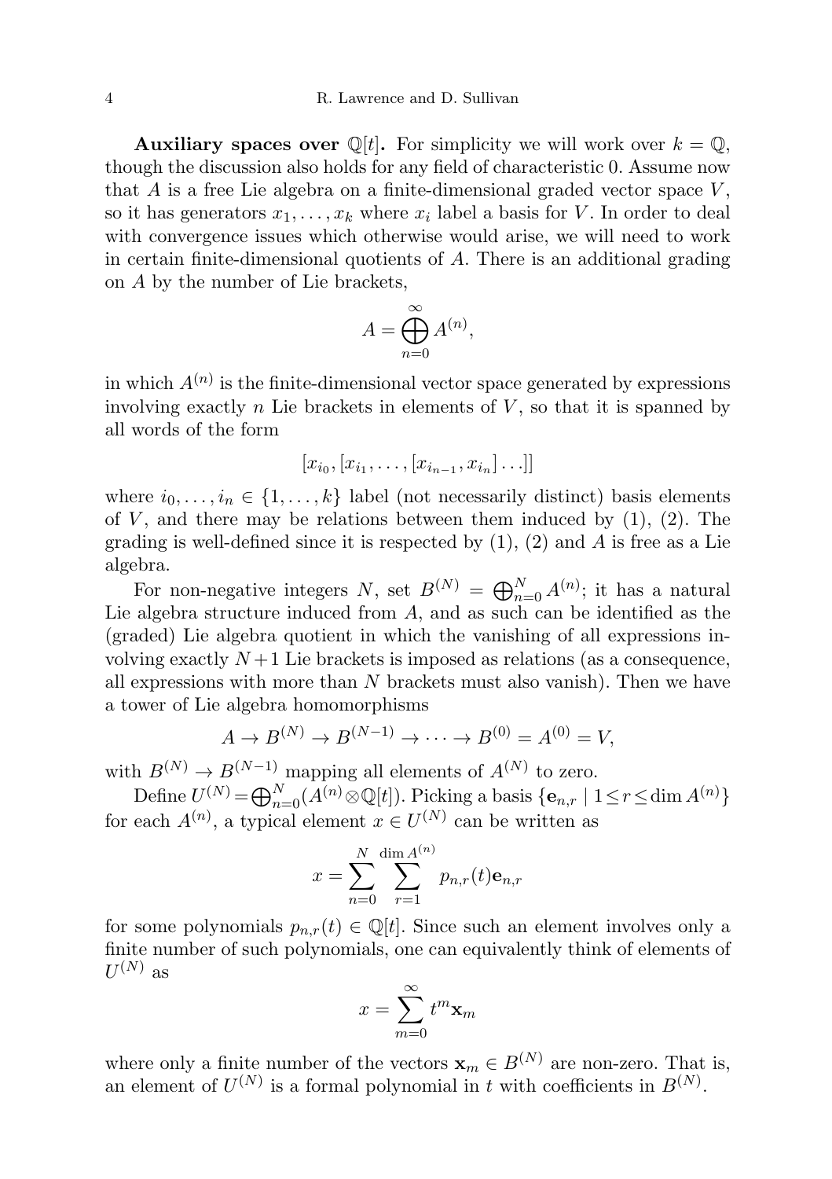**Auxiliary spaces over $\mathbb{Q}[t]$.** For simplicity we will work over $k = \mathbb{Q}$, though the discussion also holds for any field of characteristic 0. Assume now that $A$ is a free Lie algebra on a finite-dimensional graded vector space $V$, so it has generators $x_1, \ldots, x_k$ where $x_i$ label a basis for $V$. In order to deal with convergence issues which otherwise would arise, we will need to work in certain finite-dimensional quotients of $A$. There is an additional grading on $A$ by the number of Lie brackets,

$$A = \bigoplus_{n=0}^{\infty} A^{(n)},$$

in which $A^{(n)}$ is the finite-dimensional vector space generated by expressions involving exactly $n$ Lie brackets in elements of $V$, so that it is spanned by all words of the form

$$[x_{i_0}, [x_{i_1}, \ldots, [x_{i_{n-1}}, x_{i_n}] \ldots]]$$

where $i_0, \ldots, i_n \in \{1, \ldots, k\}$ label (not necessarily distinct) basis elements of $V$, and there may be relations between them induced by (1), (2). The grading is well-defined since it is respected by (1), (2) and $A$ is free as a Lie algebra.

For non-negative integers $N$, set $B^{(N)} = \bigoplus_{n=0}^{N} A^{(n)}$; it has a natural Lie algebra structure induced from $A$, and as such can be identified as the (graded) Lie algebra quotient in which the vanishing of all expressions involving exactly $N+1$ Lie brackets is imposed as relations (as a consequence, all expressions with more than $N$ brackets must also vanish). Then we have a tower of Lie algebra homomorphisms

$$A \to B^{(N)} \to B^{(N-1)} \to \cdots \to B^{(0)} = A^{(0)} = V,$$

with $B^{(N)} \to B^{(N-1)}$ mapping all elements of $A^{(N)}$ to zero.

Define $U^{(N)} = \bigoplus_{n=0}^{N} (A^{(n)} \otimes \mathbb{Q}[t])$. Picking a basis $\{\mathbf{e}_{n,r} \mid 1 \le r \le \dim A^{(n)}\}$ for each $A^{(n)}$, a typical element $x \in U^{(N)}$ can be written as

$$x = \sum_{n=0}^{N} \sum_{r=1}^{\dim A^{(n)}} p_{n,r}(t) \mathbf{e}_{n,r}$$

for some polynomials $p_{n,r}(t) \in \mathbb{Q}[t]$. Since such an element involves only a finite number of such polynomials, one can equivalently think of elements of $U^{(N)}$ as

$$x = \sum_{m=0}^{\infty} t^m \mathbf{x}_m$$

where only a finite number of the vectors $\mathbf{x}_m \in B^{(N)}$ are non-zero. That is, an element of $U^{(N)}$ is a formal polynomial in $t$ with coefficients in $B^{(N)}$.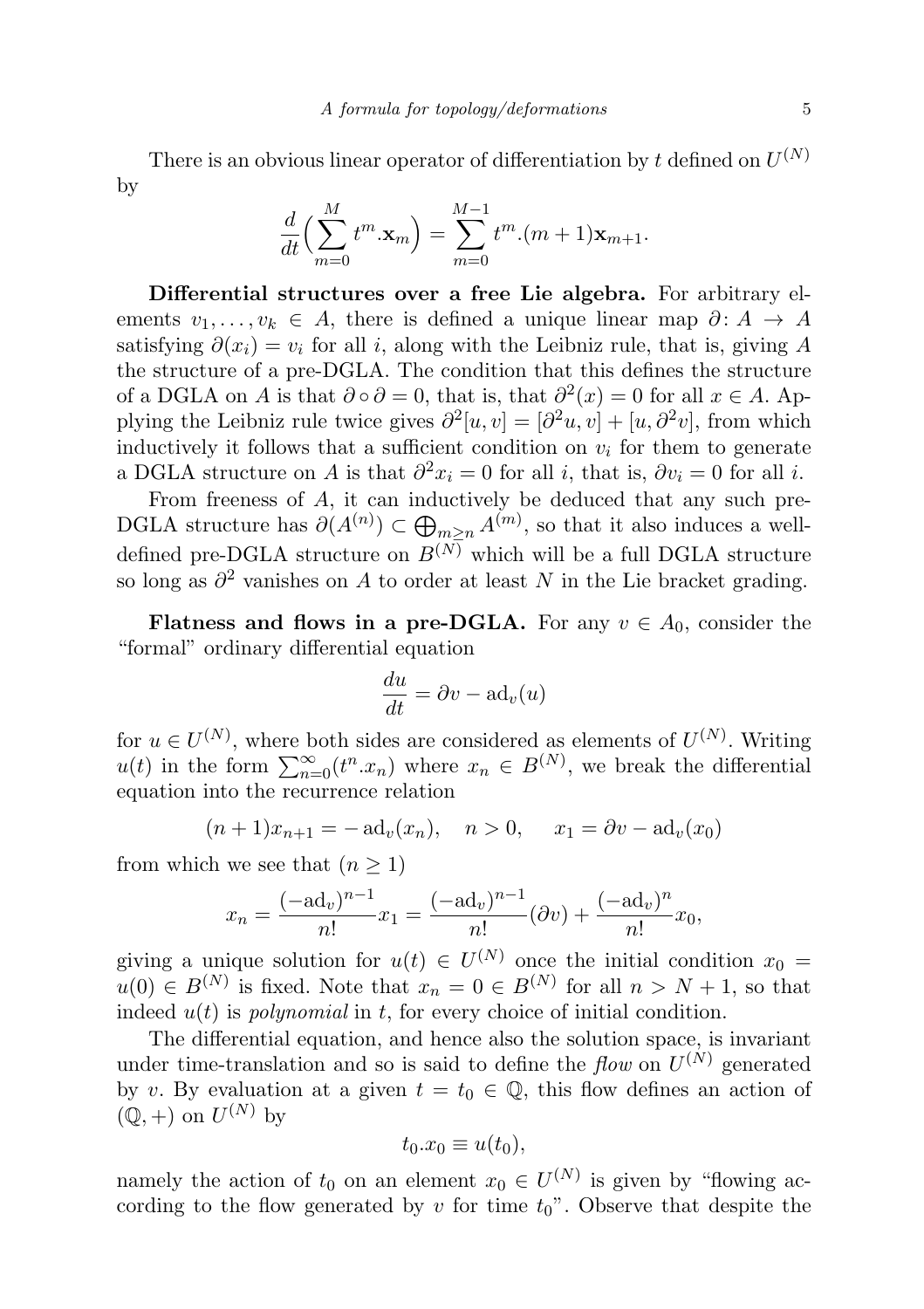There is an obvious linear operator of differentiation by $t$ defined on $U^{(N)}$ by

$$\frac{d}{dt}\Big(\sum_{m=0}^{M} t^m.\mathbf{x}_m\Big) = \sum_{m=0}^{M-1} t^m.(m+1)\mathbf{x}_{m+1}.$$

**Differential structures over a free Lie algebra.** For arbitrary elements $v_1, \dots, v_k \in A$, there is defined a unique linear map $\partial\colon A \to A$ satisfying $\partial(x_i) = v_i$ for all $i$, along with the Leibniz rule, that is, giving $A$ the structure of a pre-DGLA. The condition that this defines the structure of a DGLA on $A$ is that $\partial \circ \partial = 0$, that is, that $\partial^2(x) = 0$ for all $x \in A$. Applying the Leibniz rule twice gives $\partial^2[u,v] = [\partial^2 u, v] + [u, \partial^2 v]$, from which inductively it follows that a sufficient condition on $v_i$ for them to generate a DGLA structure on $A$ is that $\partial^2 x_i = 0$ for all $i$, that is, $\partial v_i = 0$ for all $i$.

From freeness of $A$, it can inductively be deduced that any such pre-DGLA structure has $\partial(A^{(n)}) \subset \bigoplus_{m \geq n} A^{(m)}$, so that it also induces a well-defined pre-DGLA structure on $B^{(N)}$ which will be a full DGLA structure so long as $\partial^2$ vanishes on $A$ to order at least $N$ in the Lie bracket grading.

**Flatness and flows in a pre-DGLA.** For any $v \in A_0$, consider the "formal" ordinary differential equation

$$\frac{du}{dt} = \partial v - \mathrm{ad}_v(u)$$

for $u \in U^{(N)}$, where both sides are considered as elements of $U^{(N)}$. Writing $u(t)$ in the form $\sum_{n=0}^{\infty}(t^n.x_n)$ where $x_n \in B^{(N)}$, we break the differential equation into the recurrence relation

$$(n+1)x_{n+1} = -\,\mathrm{ad}_v(x_n), \quad n > 0, \qquad x_1 = \partial v - \mathrm{ad}_v(x_0)$$

from which we see that $(n \geq 1)$

$$x_n = \frac{(-\mathrm{ad}_v)^{n-1}}{n!}x_1 = \frac{(-\mathrm{ad}_v)^{n-1}}{n!}(\partial v) + \frac{(-\mathrm{ad}_v)^{n}}{n!}x_0,$$

giving a unique solution for $u(t) \in U^{(N)}$ once the initial condition $x_0 = u(0) \in B^{(N)}$ is fixed. Note that $x_n = 0 \in B^{(N)}$ for all $n > N+1$, so that indeed $u(t)$ is *polynomial* in $t$, for every choice of initial condition.

The differential equation, and hence also the solution space, is invariant under time-translation and so is said to define the *flow* on $U^{(N)}$ generated by $v$. By evaluation at a given $t = t_0 \in \mathbb{Q}$, this flow defines an action of $(\mathbb{Q}, +)$ on $U^{(N)}$ by

$$t_0.x_0 \equiv u(t_0),$$

namely the action of $t_0$ on an element $x_0 \in U^{(N)}$ is given by "flowing according to the flow generated by $v$ for time $t_0$". Observe that despite the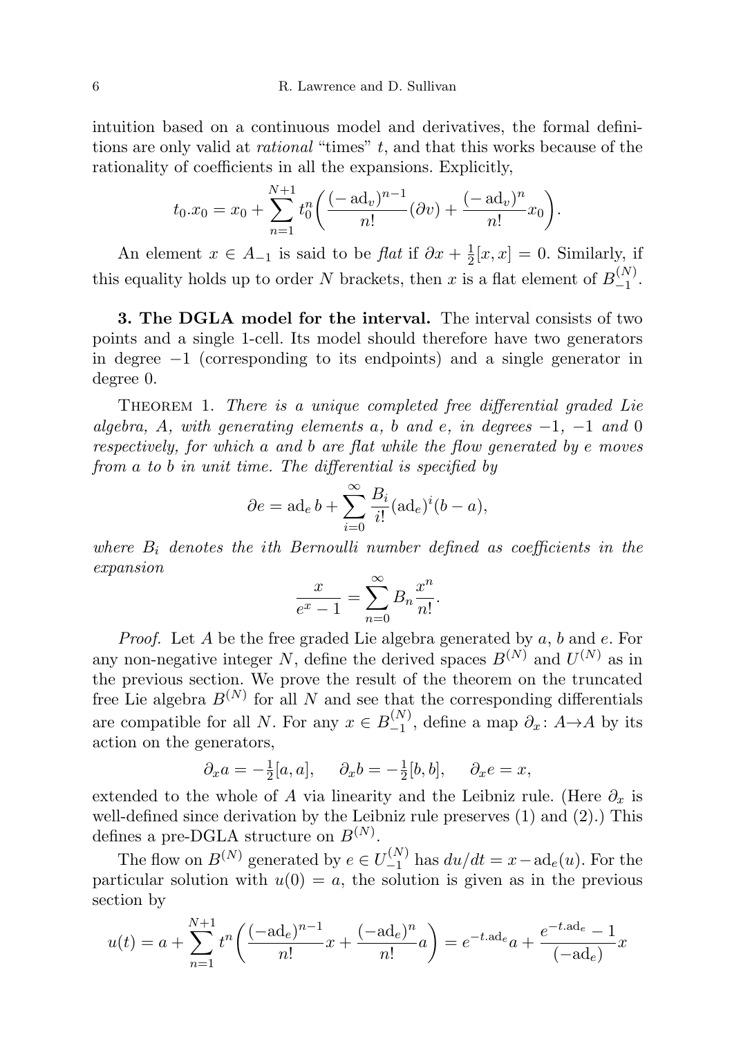intuition based on a continuous model and derivatives, the formal definitions are only valid at *rational* "times" $t$, and that this works because of the rationality of coefficients in all the expansions. Explicitly,

$$t_0.x_0 = x_0 + \sum_{n=1}^{N+1} t_0^n \bigg( \frac{(-\operatorname{ad}_v)^{n-1}}{n!}(\partial v) + \frac{(-\operatorname{ad}_v)^n}{n!} x_0 \bigg).$$

An element $x \in A_{-1}$ is said to be *flat* if $\partial x + \frac{1}{2}[x,x] = 0$. Similarly, if this equality holds up to order $N$ brackets, then $x$ is a flat element of $B^{(N)}_{-1}$.

**3. The DGLA model for the interval.** The interval consists of two points and a single 1-cell. Its model should therefore have two generators in degree $-1$ (corresponding to its endpoints) and a single generator in degree 0.

Theorem 1. *There is a unique completed free differential graded Lie algebra, $A$, with generating elements $a$, $b$ and $e$, in degrees $-1$, $-1$ and $0$ respectively, for which $a$ and $b$ are flat while the flow generated by $e$ moves from $a$ to $b$ in unit time. The differential is specified by*

$$\partial e = \operatorname{ad}_e b + \sum_{i=0}^{\infty} \frac{B_i}{i!} (\operatorname{ad}_e)^i (b-a),$$

*where $B_i$ denotes the $i$th Bernoulli number defined as coefficients in the expansion*

$$\frac{x}{e^x - 1} = \sum_{n=0}^{\infty} B_n \frac{x^n}{n!}.$$

*Proof.* Let $A$ be the free graded Lie algebra generated by $a$, $b$ and $e$. For any non-negative integer $N$, define the derived spaces $B^{(N)}$ and $U^{(N)}$ as in the previous section. We prove the result of the theorem on the truncated free Lie algebra $B^{(N)}$ for all $N$ and see that the corresponding differentials are compatible for all $N$. For any $x \in B^{(N)}_{-1}$, define a map $\partial_x \colon A \to A$ by its action on the generators,

$$\partial_x a = -\tfrac{1}{2}[a,a], \qquad \partial_x b = -\tfrac{1}{2}[b,b], \qquad \partial_x e = x,$$

extended to the whole of $A$ via linearity and the Leibniz rule. (Here $\partial_x$ is well-defined since derivation by the Leibniz rule preserves (1) and (2).) This defines a pre-DGLA structure on $B^{(N)}$.

The flow on $B^{(N)}$ generated by $e \in U^{(N)}_{-1}$ has $du/dt = x - \operatorname{ad}_e(u)$. For the particular solution with $u(0) = a$, the solution is given as in the previous section by

$$u(t) = a + \sum_{n=1}^{N+1} t^n \bigg( \frac{(-\operatorname{ad}_e)^{n-1}}{n!} x + \frac{(-\operatorname{ad}_e)^n}{n!} a \bigg) = e^{-t.\operatorname{ad}_e} a + \frac{e^{-t.\operatorname{ad}_e} - 1}{(-\operatorname{ad}_e)} x$$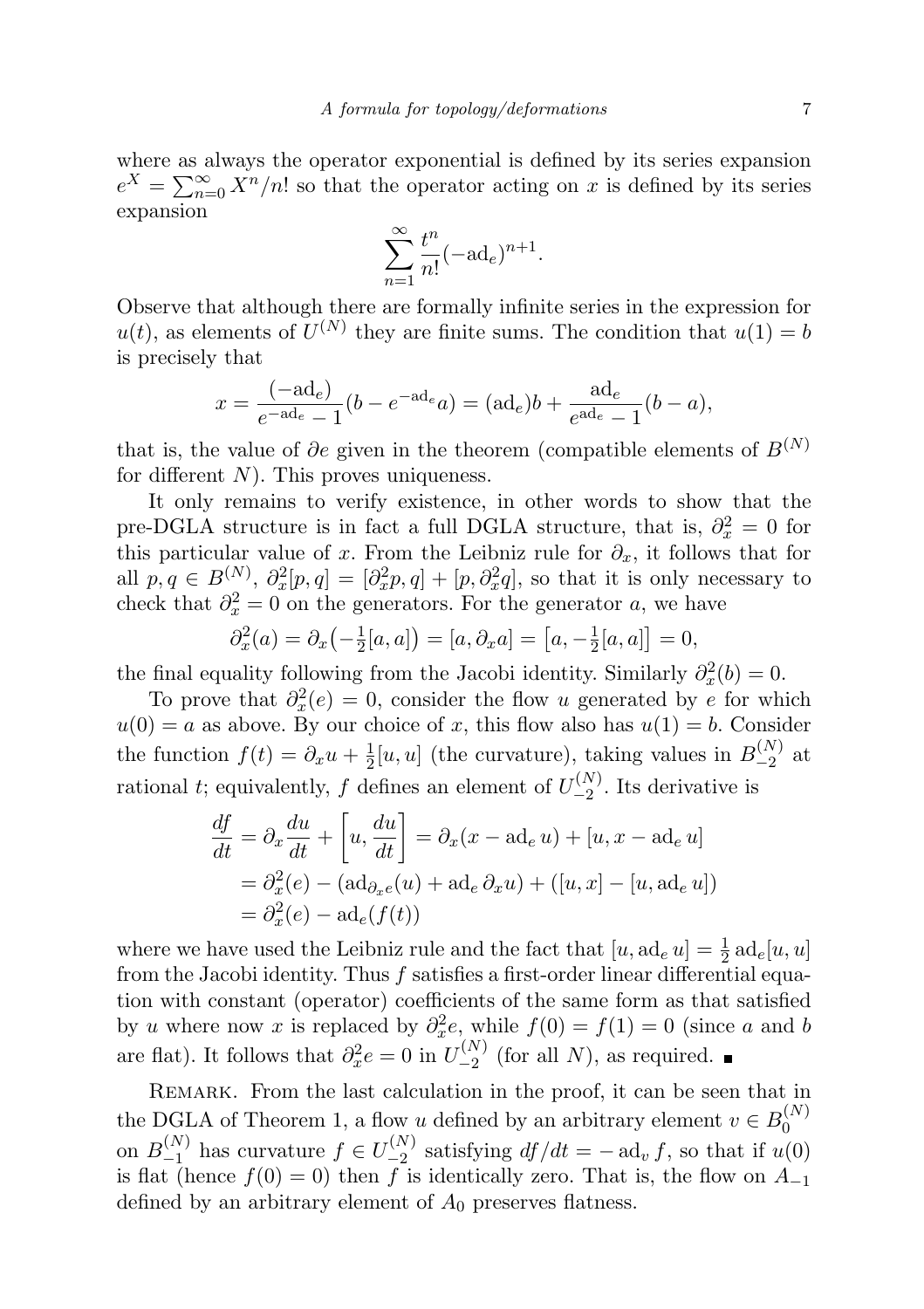where as always the operator exponential is defined by its series expansion $e^X = \sum_{n=0}^{\infty} X^n/n!$ so that the operator acting on $x$ is defined by its series expansion

$$\sum_{n=1}^{\infty} \frac{t^n}{n!}(-\mathrm{ad}_e)^{n+1}.$$

Observe that although there are formally infinite series in the expression for $u(t)$, as elements of $U^{(N)}$ they are finite sums. The condition that $u(1) = b$ is precisely that

$$x = \frac{(-\mathrm{ad}_e)}{e^{-\mathrm{ad}_e} - 1}(b - e^{-\mathrm{ad}_e} a) = (\mathrm{ad}_e)b + \frac{\mathrm{ad}_e}{e^{\mathrm{ad}_e} - 1}(b - a),$$

that is, the value of $\partial e$ given in the theorem (compatible elements of $B^{(N)}$ for different $N$). This proves uniqueness.

It only remains to verify existence, in other words to show that the pre-DGLA structure is in fact a full DGLA structure, that is, $\partial_x^2 = 0$ for this particular value of $x$. From the Leibniz rule for $\partial_x$, it follows that for all $p, q \in B^{(N)}$, $\partial_x^2[p, q] = [\partial_x^2 p, q] + [p, \partial_x^2 q]$, so that it is only necessary to check that $\partial_x^2 = 0$ on the generators. For the generator $a$, we have

$$\partial_x^2(a) = \partial_x\big(-\tfrac{1}{2}[a, a]\big) = [a, \partial_x a] = \big[a, -\tfrac{1}{2}[a, a]\big] = 0,$$

the final equality following from the Jacobi identity. Similarly $\partial_x^2(b) = 0$.

To prove that $\partial_x^2(e) = 0$, consider the flow $u$ generated by $e$ for which $u(0) = a$ as above. By our choice of $x$, this flow also has $u(1) = b$. Consider the function $f(t) = \partial_x u + \frac{1}{2}[u, u]$ (the curvature), taking values in $B_{-2}^{(N)}$ at rational $t$; equivalently, $f$ defines an element of $U_{-2}^{(N)}$. Its derivative is

$$\begin{aligned}
\frac{df}{dt} &= \partial_x \frac{du}{dt} + \left[u, \frac{du}{dt}\right] = \partial_x(x - \mathrm{ad}_e\, u) + [u, x - \mathrm{ad}_e\, u] \\
&= \partial_x^2(e) - (\mathrm{ad}_{\partial_x e}(u) + \mathrm{ad}_e\, \partial_x u) + ([u, x] - [u, \mathrm{ad}_e\, u]) \\
&= \partial_x^2(e) - \mathrm{ad}_e(f(t))
\end{aligned}$$

where we have used the Leibniz rule and the fact that $[u, \mathrm{ad}_e\, u] = \frac{1}{2}\,\mathrm{ad}_e[u, u]$ from the Jacobi identity. Thus $f$ satisfies a first-order linear differential equation with constant (operator) coefficients of the same form as that satisfied by $u$ where now $x$ is replaced by $\partial_x^2 e$, while $f(0) = f(1) = 0$ (since $a$ and $b$ are flat). It follows that $\partial_x^2 e = 0$ in $U_{-2}^{(N)}$ (for all $N$), as required. ∎

Remark. From the last calculation in the proof, it can be seen that in the DGLA of Theorem 1, a flow $u$ defined by an arbitrary element $v \in B_0^{(N)}$ on $B_{-1}^{(N)}$ has curvature $f \in U_{-2}^{(N)}$ satisfying $df/dt = -\,\mathrm{ad}_v\, f$, so that if $u(0)$ is flat (hence $f(0) = 0$) then $f$ is identically zero. That is, the flow on $A_{-1}$ defined by an arbitrary element of $A_0$ preserves flatness.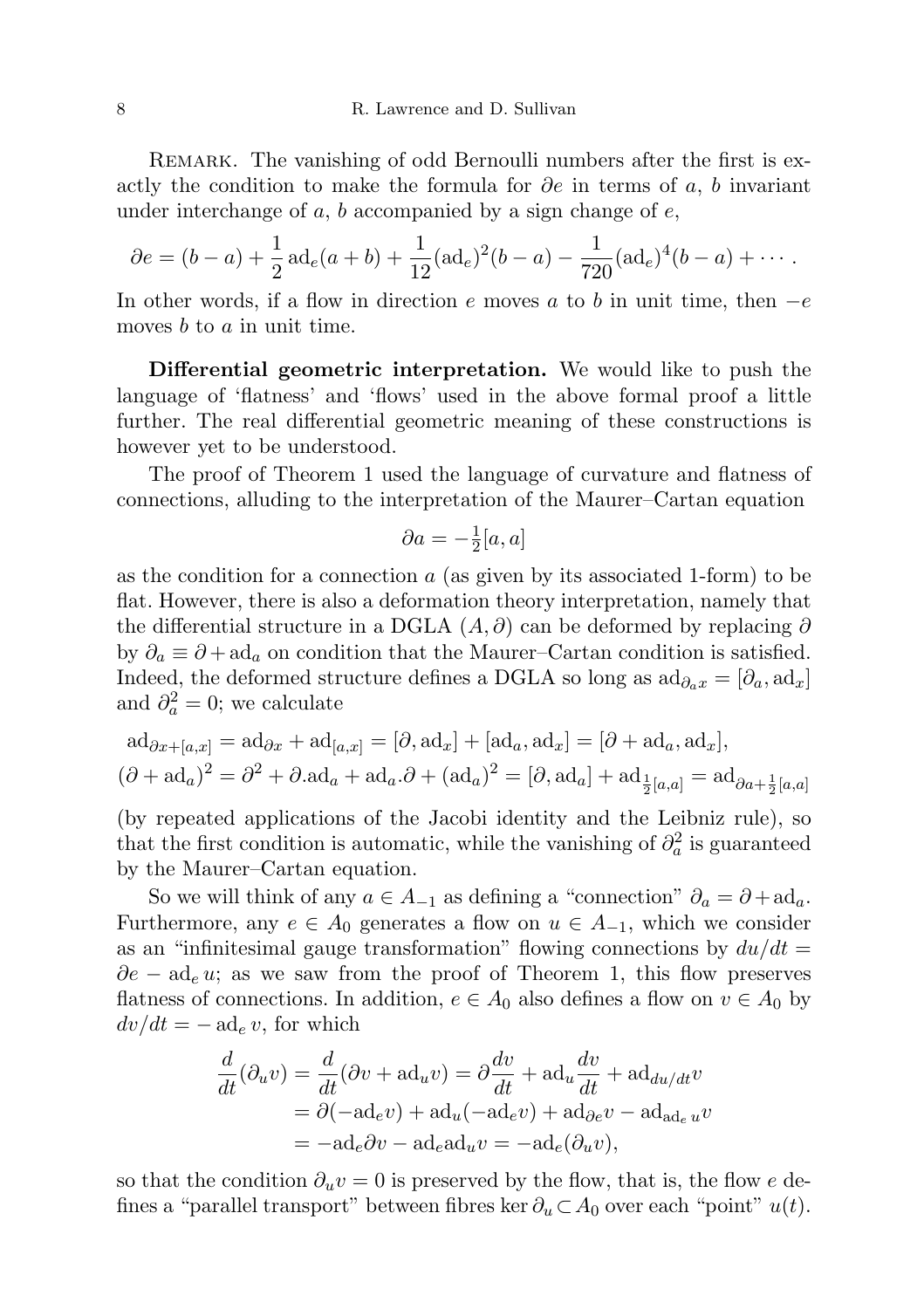Remark. The vanishing of odd Bernoulli numbers after the first is exactly the condition to make the formula for $\partial e$ in terms of $a$, $b$ invariant under interchange of $a$, $b$ accompanied by a sign change of $e$,

$$\partial e = (b-a) + \frac{1}{2}\,\mathrm{ad}_e(a+b) + \frac{1}{12}(\mathrm{ad}_e)^2(b-a) - \frac{1}{720}(\mathrm{ad}_e)^4(b-a) + \cdots .$$

In other words, if a flow in direction $e$ moves $a$ to $b$ in unit time, then $-e$ moves $b$ to $a$ in unit time.

**Differential geometric interpretation.** We would like to push the language of 'flatness' and 'flows' used in the above formal proof a little further. The real differential geometric meaning of these constructions is however yet to be understood.

The proof of Theorem 1 used the language of curvature and flatness of connections, alluding to the interpretation of the Maurer–Cartan equation

$$\partial a = -\tfrac{1}{2}[a,a]$$

as the condition for a connection $a$ (as given by its associated 1-form) to be flat. However, there is also a deformation theory interpretation, namely that the differential structure in a DGLA $(A,\partial)$ can be deformed by replacing $\partial$ by $\partial_a \equiv \partial + \mathrm{ad}_a$ on condition that the Maurer–Cartan condition is satisfied. Indeed, the deformed structure defines a DGLA so long as $\mathrm{ad}_{\partial_a x} = [\partial_a, \mathrm{ad}_x]$ and $\partial_a^2 = 0$; we calculate

$$\mathrm{ad}_{\partial x + [a,x]} = \mathrm{ad}_{\partial x} + \mathrm{ad}_{[a,x]} = [\partial, \mathrm{ad}_x] + [\mathrm{ad}_a, \mathrm{ad}_x] = [\partial + \mathrm{ad}_a, \mathrm{ad}_x],$$
$$(\partial + \mathrm{ad}_a)^2 = \partial^2 + \partial.\mathrm{ad}_a + \mathrm{ad}_a.\partial + (\mathrm{ad}_a)^2 = [\partial, \mathrm{ad}_a] + \mathrm{ad}_{\frac{1}{2}[a,a]} = \mathrm{ad}_{\partial a + \frac{1}{2}[a,a]}$$

(by repeated applications of the Jacobi identity and the Leibniz rule), so that the first condition is automatic, while the vanishing of $\partial_a^2$ is guaranteed by the Maurer–Cartan equation.

So we will think of any $a \in A_{-1}$ as defining a "connection" $\partial_a = \partial + \mathrm{ad}_a$. Furthermore, any $e \in A_0$ generates a flow on $u \in A_{-1}$, which we consider as an "infinitesimal gauge transformation" flowing connections by $du/dt = \partial e - \mathrm{ad}_e\, u$; as we saw from the proof of Theorem 1, this flow preserves flatness of connections. In addition, $e \in A_0$ also defines a flow on $v \in A_0$ by $dv/dt = -\,\mathrm{ad}_e\, v$, for which

$$\begin{aligned}
\frac{d}{dt}(\partial_u v) = \frac{d}{dt}(\partial v + \mathrm{ad}_u v) &= \partial \frac{dv}{dt} + \mathrm{ad}_u \frac{dv}{dt} + \mathrm{ad}_{du/dt} v \\
&= \partial(-\mathrm{ad}_e v) + \mathrm{ad}_u(-\mathrm{ad}_e v) + \mathrm{ad}_{\partial e} v - \mathrm{ad}_{\mathrm{ad}_e\, u} v \\
&= -\mathrm{ad}_e \partial v - \mathrm{ad}_e \mathrm{ad}_u v = -\mathrm{ad}_e(\partial_u v),
\end{aligned}$$

so that the condition $\partial_u v = 0$ is preserved by the flow, that is, the flow $e$ defines a "parallel transport" between fibres $\ker \partial_u \subset A_0$ over each "point" $u(t)$.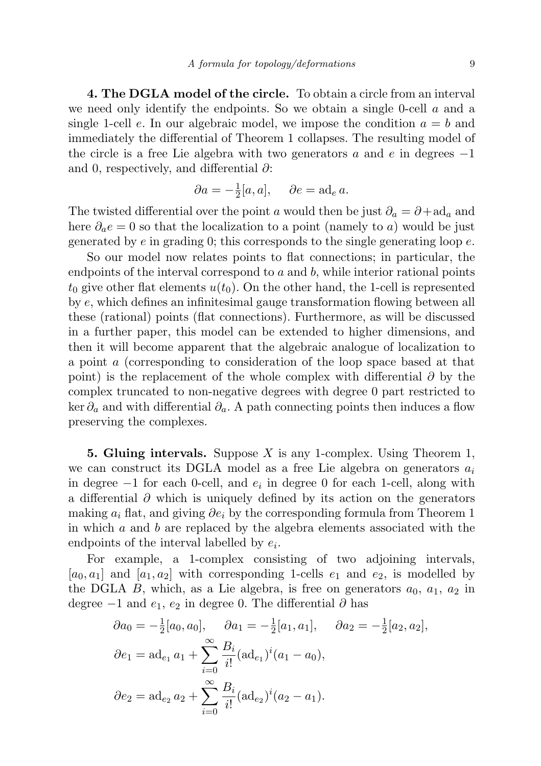**4. The DGLA model of the circle.** To obtain a circle from an interval we need only identify the endpoints. So we obtain a single 0-cell $a$ and a single 1-cell $e$. In our algebraic model, we impose the condition $a = b$ and immediately the differential of Theorem 1 collapses. The resulting model of the circle is a free Lie algebra with two generators $a$ and $e$ in degrees $-1$ and 0, respectively, and differential $\partial$:

$$\partial a = -\tfrac{1}{2}[a,a], \qquad \partial e = \operatorname{ad}_e a.$$

The twisted differential over the point $a$ would then be just $\partial_a = \partial + \operatorname{ad}_a$ and here $\partial_a e = 0$ so that the localization to a point (namely to $a$) would be just generated by $e$ in grading 0; this corresponds to the single generating loop $e$.

So our model now relates points to flat connections; in particular, the endpoints of the interval correspond to $a$ and $b$, while interior rational points $t_0$ give other flat elements $u(t_0)$. On the other hand, the 1-cell is represented by $e$, which defines an infinitesimal gauge transformation flowing between all these (rational) points (flat connections). Furthermore, as will be discussed in a further paper, this model can be extended to higher dimensions, and then it will become apparent that the algebraic analogue of localization to a point $a$ (corresponding to consideration of the loop space based at that point) is the replacement of the whole complex with differential $\partial$ by the complex truncated to non-negative degrees with degree 0 part restricted to $\ker \partial_a$ and with differential $\partial_a$. A path connecting points then induces a flow preserving the complexes.

**5. Gluing intervals.** Suppose $X$ is any 1-complex. Using Theorem 1, we can construct its DGLA model as a free Lie algebra on generators $a_i$ in degree $-1$ for each 0-cell, and $e_i$ in degree 0 for each 1-cell, along with a differential $\partial$ which is uniquely defined by its action on the generators making $a_i$ flat, and giving $\partial e_i$ by the corresponding formula from Theorem 1 in which $a$ and $b$ are replaced by the algebra elements associated with the endpoints of the interval labelled by $e_i$.

For example, a 1-complex consisting of two adjoining intervals, $[a_0, a_1]$ and $[a_1, a_2]$ with corresponding 1-cells $e_1$ and $e_2$, is modelled by the DGLA $B$, which, as a Lie algebra, is free on generators $a_0$, $a_1$, $a_2$ in degree $-1$ and $e_1$, $e_2$ in degree 0. The differential $\partial$ has

$$\partial a_0 = -\tfrac{1}{2}[a_0,a_0], \qquad \partial a_1 = -\tfrac{1}{2}[a_1,a_1], \qquad \partial a_2 = -\tfrac{1}{2}[a_2,a_2],$$

$$\partial e_1 = \operatorname{ad}_{e_1} a_1 + \sum_{i=0}^{\infty} \frac{B_i}{i!} (\operatorname{ad}_{e_1})^i (a_1 - a_0),$$

$$\partial e_2 = \operatorname{ad}_{e_2} a_2 + \sum_{i=0}^{\infty} \frac{B_i}{i!} (\operatorname{ad}_{e_2})^i (a_2 - a_1).$$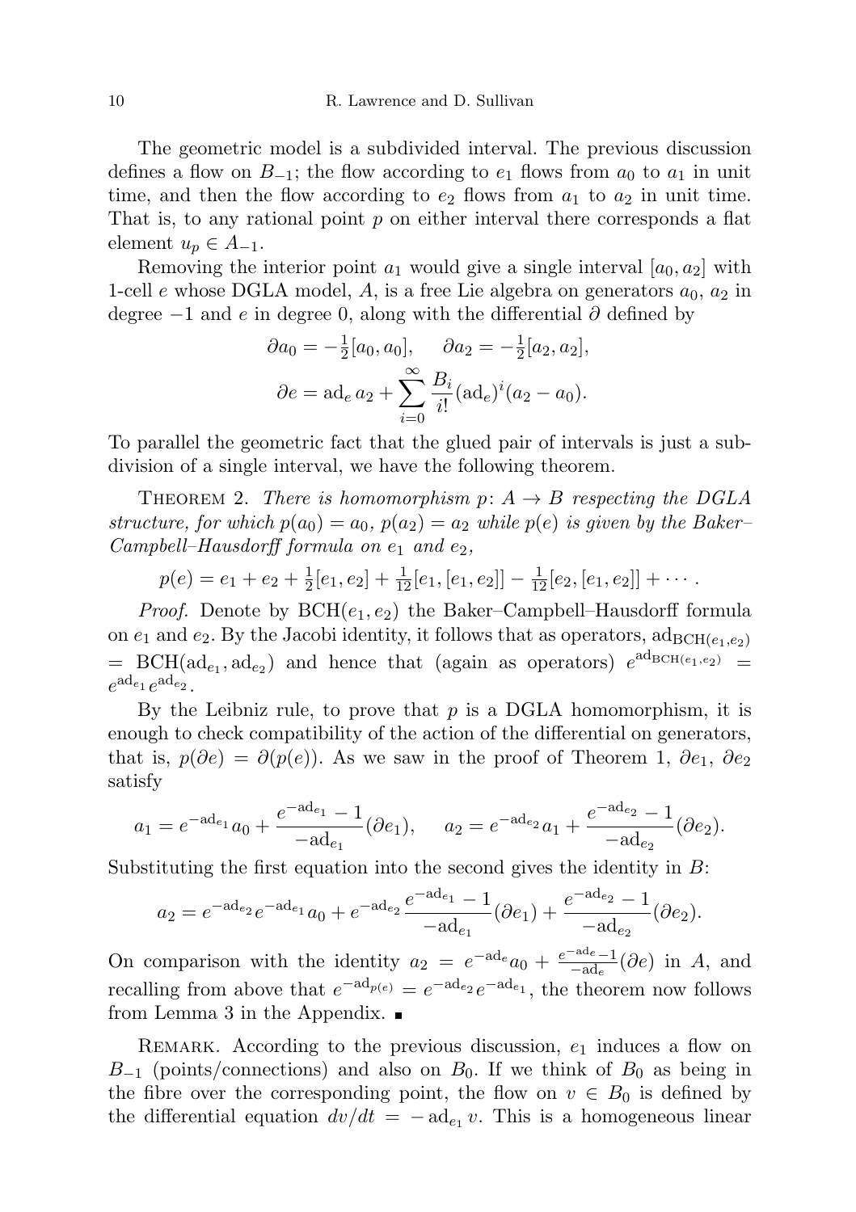The geometric model is a subdivided interval. The previous discussion defines a flow on $B_{-1}$; the flow according to $e_1$ flows from $a_0$ to $a_1$ in unit time, and then the flow according to $e_2$ flows from $a_1$ to $a_2$ in unit time. That is, to any rational point $p$ on either interval there corresponds a flat element $u_p \in A_{-1}$.

Removing the interior point $a_1$ would give a single interval $[a_0, a_2]$ with 1-cell $e$ whose DGLA model, $A$, is a free Lie algebra on generators $a_0$, $a_2$ in degree $-1$ and $e$ in degree 0, along with the differential $\partial$ defined by

$$\partial a_0 = -\tfrac{1}{2}[a_0, a_0], \qquad \partial a_2 = -\tfrac{1}{2}[a_2, a_2],$$
$$\partial e = \operatorname{ad}_e a_2 + \sum_{i=0}^{\infty} \frac{B_i}{i!} (\operatorname{ad}_e)^i (a_2 - a_0).$$

To parallel the geometric fact that the glued pair of intervals is just a subdivision of a single interval, we have the following theorem.

Theorem 2. *There is homomorphism $p\colon A \to B$ respecting the DGLA structure, for which $p(a_0) = a_0$, $p(a_2) = a_2$ while $p(e)$ is given by the Baker–Campbell–Hausdorff formula on $e_1$ and $e_2$,*

$$p(e) = e_1 + e_2 + \tfrac{1}{2}[e_1, e_2] + \tfrac{1}{12}[e_1, [e_1, e_2]] - \tfrac{1}{12}[e_2, [e_1, e_2]] + \cdots.$$

*Proof.* Denote by $\mathrm{BCH}(e_1, e_2)$ the Baker–Campbell–Hausdorff formula on $e_1$ and $e_2$. By the Jacobi identity, it follows that as operators, $\operatorname{ad}_{\mathrm{BCH}(e_1,e_2)} = \mathrm{BCH}(\operatorname{ad}_{e_1}, \operatorname{ad}_{e_2})$ and hence that (again as operators) $e^{\operatorname{ad}_{\mathrm{BCH}(e_1,e_2)}} = e^{\operatorname{ad}_{e_1}} e^{\operatorname{ad}_{e_2}}$.

By the Leibniz rule, to prove that $p$ is a DGLA homomorphism, it is enough to check compatibility of the action of the differential on generators, that is, $p(\partial e) = \partial(p(e))$. As we saw in the proof of Theorem 1, $\partial e_1$, $\partial e_2$ satisfy

$$a_1 = e^{-\operatorname{ad}_{e_1}} a_0 + \frac{e^{-\operatorname{ad}_{e_1}} - 1}{-\operatorname{ad}_{e_1}} (\partial e_1), \qquad a_2 = e^{-\operatorname{ad}_{e_2}} a_1 + \frac{e^{-\operatorname{ad}_{e_2}} - 1}{-\operatorname{ad}_{e_2}} (\partial e_2).$$

Substituting the first equation into the second gives the identity in $B$:

$$a_2 = e^{-\operatorname{ad}_{e_2}} e^{-\operatorname{ad}_{e_1}} a_0 + e^{-\operatorname{ad}_{e_2}} \frac{e^{-\operatorname{ad}_{e_1}} - 1}{-\operatorname{ad}_{e_1}} (\partial e_1) + \frac{e^{-\operatorname{ad}_{e_2}} - 1}{-\operatorname{ad}_{e_2}} (\partial e_2).$$

On comparison with the identity $a_2 = e^{-\operatorname{ad}_e} a_0 + \frac{e^{-\operatorname{ad}_e} - 1}{-\operatorname{ad}_e} (\partial e)$ in $A$, and recalling from above that $e^{-\operatorname{ad}_{p(e)}} = e^{-\operatorname{ad}_{e_2}} e^{-\operatorname{ad}_{e_1}}$, the theorem now follows from Lemma 3 in the Appendix. ∎

Remark. According to the previous discussion, $e_1$ induces a flow on $B_{-1}$ (points/connections) and also on $B_0$. If we think of $B_0$ as being in the fibre over the corresponding point, the flow on $v \in B_0$ is defined by the differential equation $dv/dt = -\operatorname{ad}_{e_1} v$. This is a homogeneous linear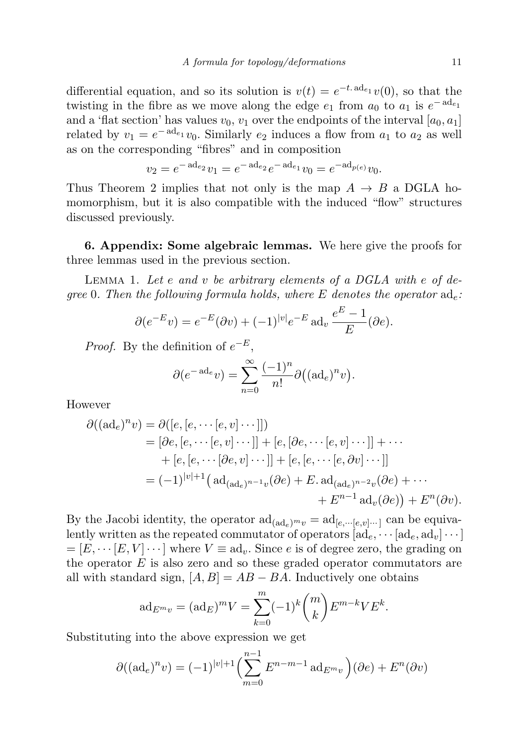differential equation, and so its solution is $v(t) = e^{-t.\operatorname{ad}_{e_1}} v(0)$, so that the twisting in the fibre as we move along the edge $e_1$ from $a_0$ to $a_1$ is $e^{-\operatorname{ad}_{e_1}}$ and a 'flat section' has values $v_0$, $v_1$ over the endpoints of the interval $[a_0, a_1]$ related by $v_1 = e^{-\operatorname{ad}_{e_1}} v_0$. Similarly $e_2$ induces a flow from $a_1$ to $a_2$ as well as on the corresponding "fibres" and in composition

$$v_2 = e^{-\operatorname{ad}_{e_2}} v_1 = e^{-\operatorname{ad}_{e_2}} e^{-\operatorname{ad}_{e_1}} v_0 = e^{-\operatorname{ad}_{p(e)}} v_0.$$

Thus Theorem 2 implies that not only is the map $A \to B$ a DGLA homomorphism, but it is also compatible with the induced "flow" structures discussed previously.

**6. Appendix: Some algebraic lemmas.** We here give the proofs for three lemmas used in the previous section.

Lemma 1. *Let $e$ and $v$ be arbitrary elements of a DGLA with $e$ of degree* 0*. Then the following formula holds, where $E$ denotes the operator $\operatorname{ad}_e$:*

$$\partial(e^{-E} v) = e^{-E}(\partial v) + (-1)^{|v|} e^{-E} \operatorname{ad}_v \frac{e^E - 1}{E}(\partial e).$$

*Proof.* By the definition of $e^{-E}$,

$$\partial(e^{-\operatorname{ad}_e} v) = \sum_{n=0}^{\infty} \frac{(-1)^n}{n!} \partial\big((\operatorname{ad}_e)^n v\big).$$

However

$$\begin{aligned}
\partial((\operatorname{ad}_e)^n v) &= \partial([e,[e,\cdots[e,v]\cdots]]) \\
&= [\partial e,[e,\cdots[e,v]\cdots]] + [e,[\partial e,\cdots[e,v]\cdots]] + \cdots \\
&\quad + [e,[e,\cdots[\partial e,v]\cdots]] + [e,[e,\cdots[e,\partial v]\cdots]] \\
&= (-1)^{|v|+1}\big(\operatorname{ad}_{(\operatorname{ad}_e)^{n-1}v}(\partial e) + E.\operatorname{ad}_{(\operatorname{ad}_e)^{n-2}v}(\partial e) + \cdots \\
&\qquad + E^{n-1}\operatorname{ad}_v(\partial e)\big) + E^n(\partial v).
\end{aligned}$$

By the Jacobi identity, the operator $\operatorname{ad}_{(\operatorname{ad}_e)^m v} = \operatorname{ad}_{[e,\cdots[e,v]\cdots]}$ can be equivalently written as the repeated commutator of operators $[\operatorname{ad}_e, \cdots [\operatorname{ad}_e, \operatorname{ad}_v]\cdots]$ $= [E,\cdots[E,V]\cdots]$ where $V \equiv \operatorname{ad}_v$. Since $e$ is of degree zero, the grading on the operator $E$ is also zero and so these graded operator commutators are all with standard sign, $[A,B] = AB - BA$. Inductively one obtains

$$\operatorname{ad}_{E^m v} = (\operatorname{ad}_E)^m V = \sum_{k=0}^{m} (-1)^k \binom{m}{k} E^{m-k} V E^k.$$

Substituting into the above expression we get

$$\partial((\operatorname{ad}_e)^n v) = (-1)^{|v|+1}\Big(\sum_{m=0}^{n-1} E^{n-m-1}\operatorname{ad}_{E^m v}\Big)(\partial e) + E^n(\partial v)$$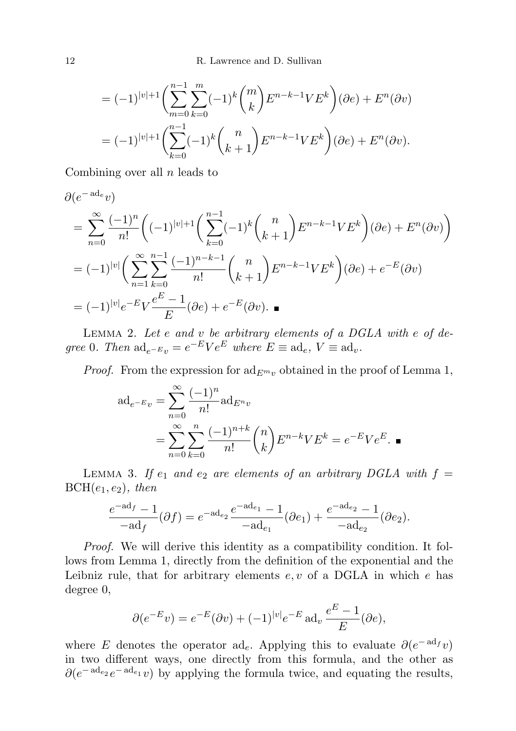$$= (-1)^{|v|+1}\bigg(\sum_{m=0}^{n-1}\sum_{k=0}^{m}(-1)^k\binom{m}{k}E^{n-k-1}VE^k\bigg)(\partial e) + E^n(\partial v)$$

$$= (-1)^{|v|+1}\bigg(\sum_{k=0}^{n-1}(-1)^k\binom{n}{k+1}E^{n-k-1}VE^k\bigg)(\partial e) + E^n(\partial v).$$

Combining over all $n$ leads to

$$\begin{aligned}
&\partial(e^{-\operatorname{ad}_e}v)\\
&= \sum_{n=0}^{\infty}\frac{(-1)^n}{n!}\bigg((-1)^{|v|+1}\bigg(\sum_{k=0}^{n-1}(-1)^k\binom{n}{k+1}E^{n-k-1}VE^k\bigg)(\partial e) + E^n(\partial v)\bigg)\\
&= (-1)^{|v|}\bigg(\sum_{n=1}^{\infty}\sum_{k=0}^{n-1}\frac{(-1)^{n-k-1}}{n!}\binom{n}{k+1}E^{n-k-1}VE^k\bigg)(\partial e) + e^{-E}(\partial v)\\
&= (-1)^{|v|}e^{-E}V\frac{e^E-1}{E}(\partial e) + e^{-E}(\partial v). \ \blacksquare
\end{aligned}$$

LEMMA 2. *Let $e$ and $v$ be arbitrary elements of a DGLA with $e$ of degree 0. Then $\operatorname{ad}_{e^{-E}v} = e^{-E}Ve^E$ where $E \equiv \operatorname{ad}_e$, $V \equiv \operatorname{ad}_v$.*

*Proof.* From the expression for $\operatorname{ad}_{E^m v}$ obtained in the proof of Lemma 1,

$$\begin{aligned}
\operatorname{ad}_{e^{-E}v} &= \sum_{n=0}^{\infty}\frac{(-1)^n}{n!}\operatorname{ad}_{E^n v}\\
&= \sum_{n=0}^{\infty}\sum_{k=0}^{n}\frac{(-1)^{n+k}}{n!}\binom{n}{k}E^{n-k}VE^k = e^{-E}Ve^E. \ \blacksquare
\end{aligned}$$

LEMMA 3. *If $e_1$ and $e_2$ are elements of an arbitrary DGLA with $f = \mathrm{BCH}(e_1, e_2)$, then*

$$\frac{e^{-\operatorname{ad}_f}-1}{-\operatorname{ad}_f}(\partial f) = e^{-\operatorname{ad}_{e_2}}\frac{e^{-\operatorname{ad}_{e_1}}-1}{-\operatorname{ad}_{e_1}}(\partial e_1) + \frac{e^{-\operatorname{ad}_{e_2}}-1}{-\operatorname{ad}_{e_2}}(\partial e_2).$$

*Proof.* We will derive this identity as a compatibility condition. It follows from Lemma 1, directly from the definition of the exponential and the Leibniz rule, that for arbitrary elements $e, v$ of a DGLA in which $e$ has degree 0,

$$\partial(e^{-E}v) = e^{-E}(\partial v) + (-1)^{|v|}e^{-E}\operatorname{ad}_v\frac{e^E-1}{E}(\partial e),$$

where $E$ denotes the operator $\operatorname{ad}_e$. Applying this to evaluate $\partial(e^{-\operatorname{ad}_f}v)$ in two different ways, one directly from this formula, and the other as $\partial(e^{-\operatorname{ad}_{e_2}}e^{-\operatorname{ad}_{e_1}}v)$ by applying the formula twice, and equating the results,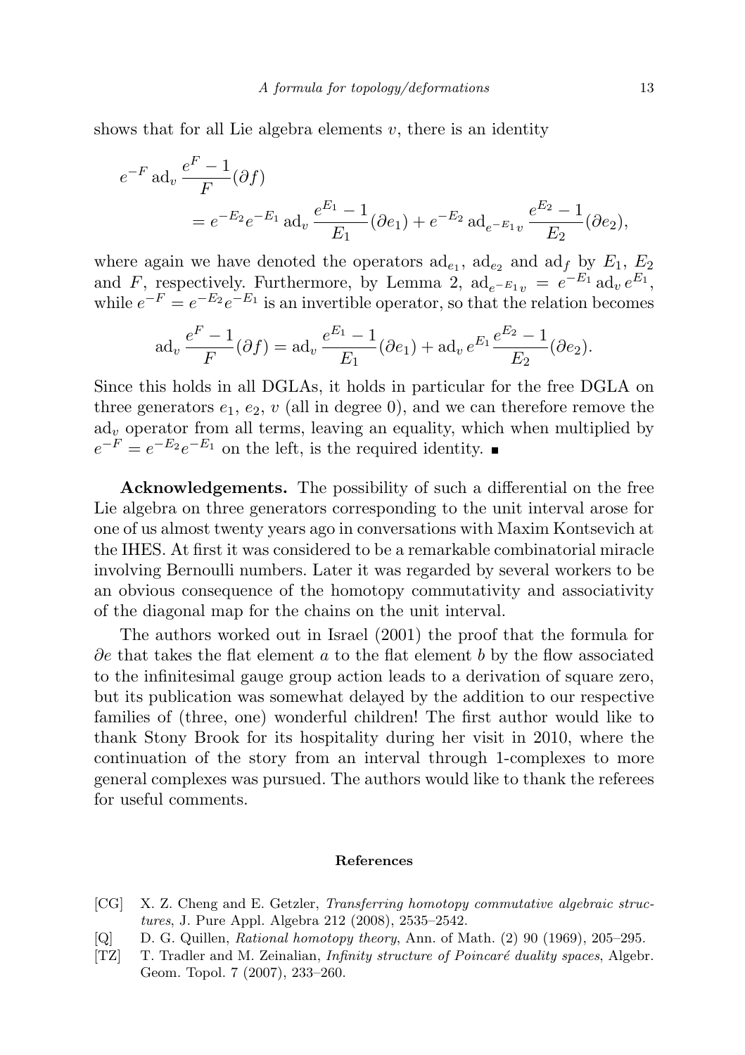shows that for all Lie algebra elements $v$, there is an identity

$$
\begin{aligned}
e^{-F} \operatorname{ad}_v \frac{e^F - 1}{F}(\partial f)& \\
&= e^{-E_2} e^{-E_1} \operatorname{ad}_v \frac{e^{E_1} - 1}{E_1}(\partial e_1) + e^{-E_2} \operatorname{ad}_{e^{-E_1} v} \frac{e^{E_2} - 1}{E_2}(\partial e_2),
\end{aligned}
$$

where again we have denoted the operators $\operatorname{ad}_{e_1}$, $\operatorname{ad}_{e_2}$ and $\operatorname{ad}_f$ by $E_1$, $E_2$ and $F$, respectively. Furthermore, by Lemma 2, $\operatorname{ad}_{e^{-E_1} v} = e^{-E_1} \operatorname{ad}_v e^{E_1}$, while $e^{-F} = e^{-E_2} e^{-E_1}$ is an invertible operator, so that the relation becomes

$$
\operatorname{ad}_v \frac{e^F - 1}{F}(\partial f) = \operatorname{ad}_v \frac{e^{E_1} - 1}{E_1}(\partial e_1) + \operatorname{ad}_v e^{E_1} \frac{e^{E_2} - 1}{E_2}(\partial e_2).
$$

Since this holds in all DGLAs, it holds in particular for the free DGLA on three generators $e_1$, $e_2$, $v$ (all in degree 0), and we can therefore remove the $\operatorname{ad}_v$ operator from all terms, leaving an equality, which when multiplied by $e^{-F} = e^{-E_2} e^{-E_1}$ on the left, is the required identity. ∎

**Acknowledgements.** The possibility of such a differential on the free Lie algebra on three generators corresponding to the unit interval arose for one of us almost twenty years ago in conversations with Maxim Kontsevich at the IHES. At first it was considered to be a remarkable combinatorial miracle involving Bernoulli numbers. Later it was regarded by several workers to be an obvious consequence of the homotopy commutativity and associativity of the diagonal map for the chains on the unit interval.

The authors worked out in Israel (2001) the proof that the formula for $\partial e$ that takes the flat element $a$ to the flat element $b$ by the flow associated to the infinitesimal gauge group action leads to a derivation of square zero, but its publication was somewhat delayed by the addition to our respective families of (three, one) wonderful children! The first author would like to thank Stony Brook for its hospitality during her visit in 2010, where the continuation of the story from an interval through 1-complexes to more general complexes was pursued. The authors would like to thank the referees for useful comments.

## References

[CG] X. Z. Cheng and E. Getzler, *Transferring homotopy commutative algebraic structures*, J. Pure Appl. Algebra 212 (2008), 2535–2542.

[Q] D. G. Quillen, *Rational homotopy theory*, Ann. of Math. (2) 90 (1969), 205–295.

[TZ] T. Tradler and M. Zeinalian, *Infinity structure of Poincaré duality spaces*, Algebr. Geom. Topol. 7 (2007), 233–260.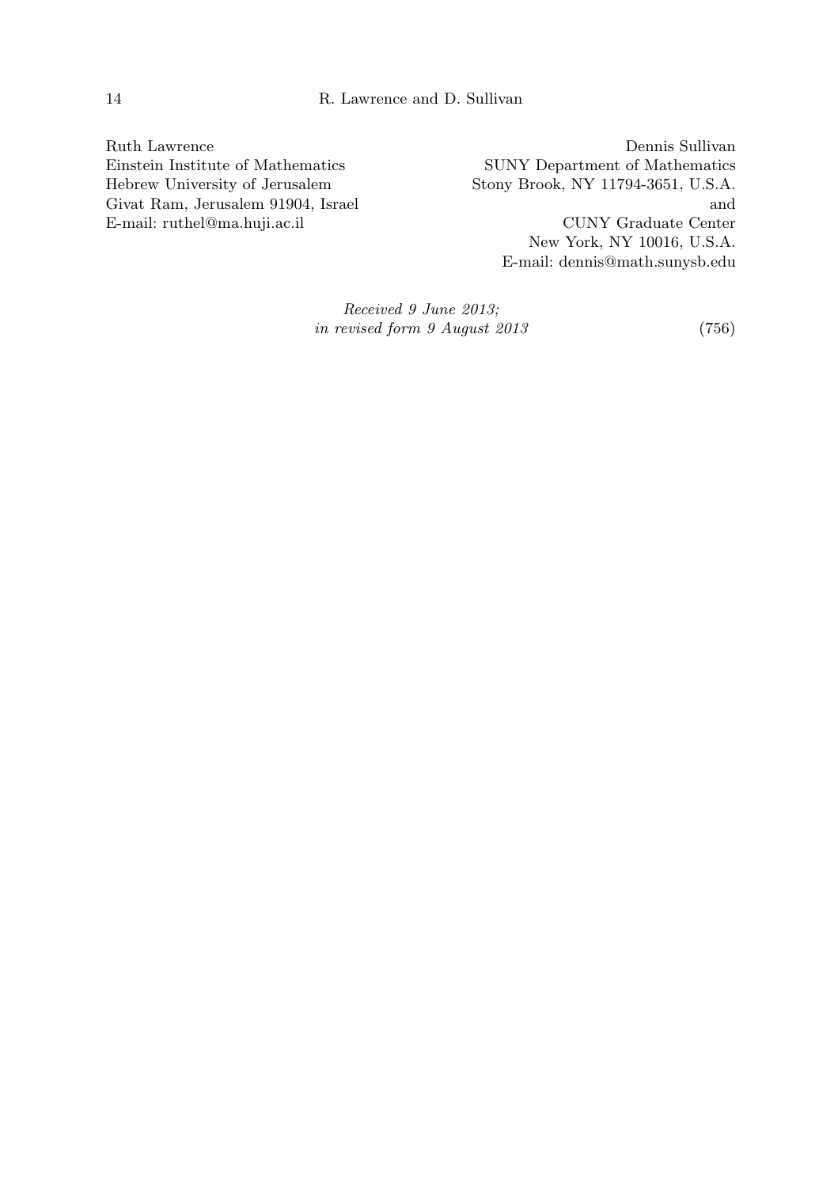Ruth Lawrence
Einstein Institute of Mathematics
Hebrew University of Jerusalem
Givat Ram, Jerusalem 91904, Israel
E-mail: ruthel@ma.huji.ac.il

Dennis Sullivan
SUNY Department of Mathematics
Stony Brook, NY 11794-3651, U.S.A.
and
CUNY Graduate Center
New York, NY 10016, U.S.A.
E-mail: dennis@math.sunysb.edu

*Received 9 June 2013;*
*in revised form 9 August 2013* (756)